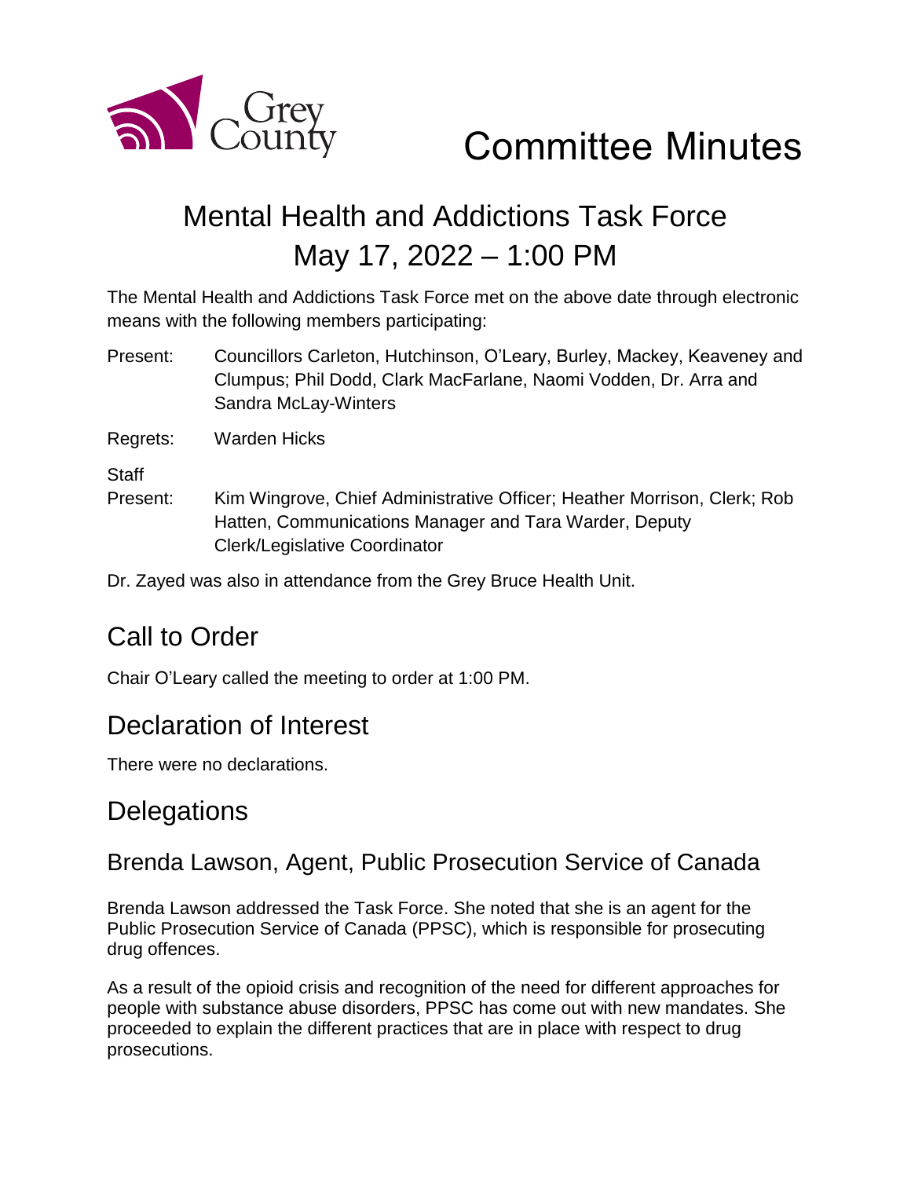Grey County

# Committee Minutes

## Mental Health and Addictions Task Force
## May 17, 2022 – 1:00 PM

The Mental Health and Addictions Task Force met on the above date through electronic means with the following members participating:

Present: Councillors Carleton, Hutchinson, O'Leary, Burley, Mackey, Keaveney and Clumpus; Phil Dodd, Clark MacFarlane, Naomi Vodden, Dr. Arra and Sandra McLay-Winters

Regrets: Warden Hicks

Staff Present: Kim Wingrove, Chief Administrative Officer; Heather Morrison, Clerk; Rob Hatten, Communications Manager and Tara Warder, Deputy Clerk/Legislative Coordinator

Dr. Zayed was also in attendance from the Grey Bruce Health Unit.

## Call to Order

Chair O'Leary called the meeting to order at 1:00 PM.

## Declaration of Interest

There were no declarations.

## Delegations

### Brenda Lawson, Agent, Public Prosecution Service of Canada

Brenda Lawson addressed the Task Force. She noted that she is an agent for the Public Prosecution Service of Canada (PPSC), which is responsible for prosecuting drug offences.

As a result of the opioid crisis and recognition of the need for different approaches for people with substance abuse disorders, PPSC has come out with new mandates. She proceeded to explain the different practices that are in place with respect to drug prosecutions.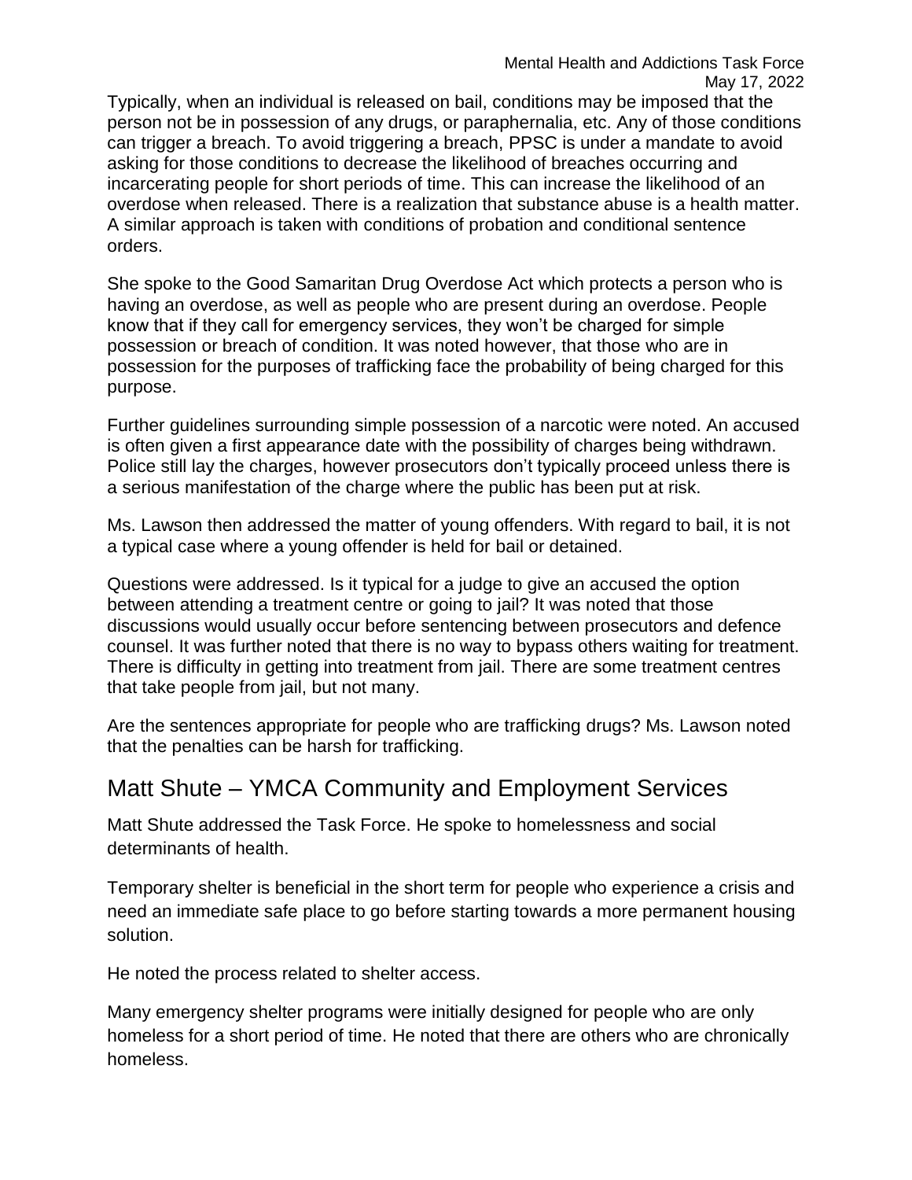Typically, when an individual is released on bail, conditions may be imposed that the person not be in possession of any drugs, or paraphernalia, etc. Any of those conditions can trigger a breach. To avoid triggering a breach, PPSC is under a mandate to avoid asking for those conditions to decrease the likelihood of breaches occurring and incarcerating people for short periods of time. This can increase the likelihood of an overdose when released. There is a realization that substance abuse is a health matter. A similar approach is taken with conditions of probation and conditional sentence orders.

She spoke to the Good Samaritan Drug Overdose Act which protects a person who is having an overdose, as well as people who are present during an overdose. People know that if they call for emergency services, they won't be charged for simple possession or breach of condition. It was noted however, that those who are in possession for the purposes of trafficking face the probability of being charged for this purpose.

Further guidelines surrounding simple possession of a narcotic were noted. An accused is often given a first appearance date with the possibility of charges being withdrawn. Police still lay the charges, however prosecutors don't typically proceed unless there is a serious manifestation of the charge where the public has been put at risk.

Ms. Lawson then addressed the matter of young offenders. With regard to bail, it is not a typical case where a young offender is held for bail or detained.

Questions were addressed. Is it typical for a judge to give an accused the option between attending a treatment centre or going to jail? It was noted that those discussions would usually occur before sentencing between prosecutors and defence counsel. It was further noted that there is no way to bypass others waiting for treatment. There is difficulty in getting into treatment from jail. There are some treatment centres that take people from jail, but not many.

Are the sentences appropriate for people who are trafficking drugs? Ms. Lawson noted that the penalties can be harsh for trafficking.

## Matt Shute – YMCA Community and Employment Services

Matt Shute addressed the Task Force. He spoke to homelessness and social determinants of health.

Temporary shelter is beneficial in the short term for people who experience a crisis and need an immediate safe place to go before starting towards a more permanent housing solution.

He noted the process related to shelter access.

Many emergency shelter programs were initially designed for people who are only homeless for a short period of time. He noted that there are others who are chronically homeless.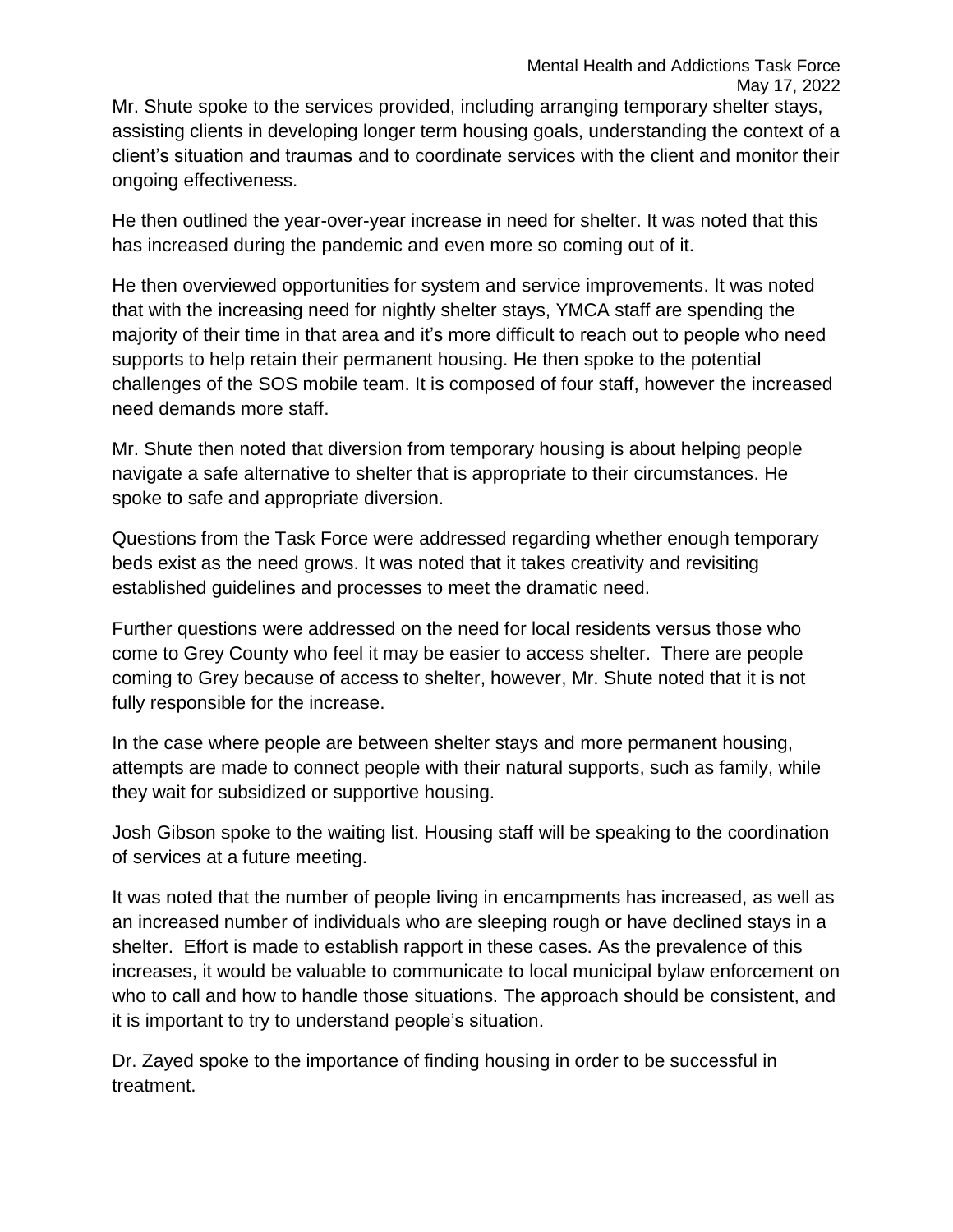Mr. Shute spoke to the services provided, including arranging temporary shelter stays, assisting clients in developing longer term housing goals, understanding the context of a client's situation and traumas and to coordinate services with the client and monitor their ongoing effectiveness.

He then outlined the year-over-year increase in need for shelter. It was noted that this has increased during the pandemic and even more so coming out of it.

He then overviewed opportunities for system and service improvements. It was noted that with the increasing need for nightly shelter stays, YMCA staff are spending the majority of their time in that area and it's more difficult to reach out to people who need supports to help retain their permanent housing. He then spoke to the potential challenges of the SOS mobile team. It is composed of four staff, however the increased need demands more staff.

Mr. Shute then noted that diversion from temporary housing is about helping people navigate a safe alternative to shelter that is appropriate to their circumstances. He spoke to safe and appropriate diversion.

Questions from the Task Force were addressed regarding whether enough temporary beds exist as the need grows. It was noted that it takes creativity and revisiting established guidelines and processes to meet the dramatic need.

Further questions were addressed on the need for local residents versus those who come to Grey County who feel it may be easier to access shelter. There are people coming to Grey because of access to shelter, however, Mr. Shute noted that it is not fully responsible for the increase.

In the case where people are between shelter stays and more permanent housing, attempts are made to connect people with their natural supports, such as family, while they wait for subsidized or supportive housing.

Josh Gibson spoke to the waiting list. Housing staff will be speaking to the coordination of services at a future meeting.

It was noted that the number of people living in encampments has increased, as well as an increased number of individuals who are sleeping rough or have declined stays in a shelter. Effort is made to establish rapport in these cases. As the prevalence of this increases, it would be valuable to communicate to local municipal bylaw enforcement on who to call and how to handle those situations. The approach should be consistent, and it is important to try to understand people's situation.

Dr. Zayed spoke to the importance of finding housing in order to be successful in treatment.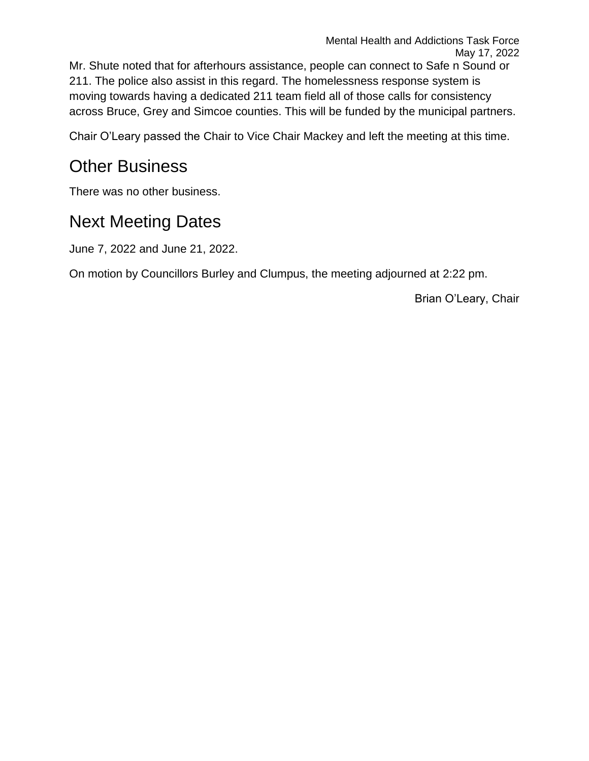Mr. Shute noted that for afterhours assistance, people can connect to Safe n Sound or 211. The police also assist in this regard. The homelessness response system is moving towards having a dedicated 211 team field all of those calls for consistency across Bruce, Grey and Simcoe counties. This will be funded by the municipal partners.

Chair O'Leary passed the Chair to Vice Chair Mackey and left the meeting at this time.

## Other Business

There was no other business.

## Next Meeting Dates

June 7, 2022 and June 21, 2022.

On motion by Councillors Burley and Clumpus, the meeting adjourned at 2:22 pm.

Brian O'Leary, Chair